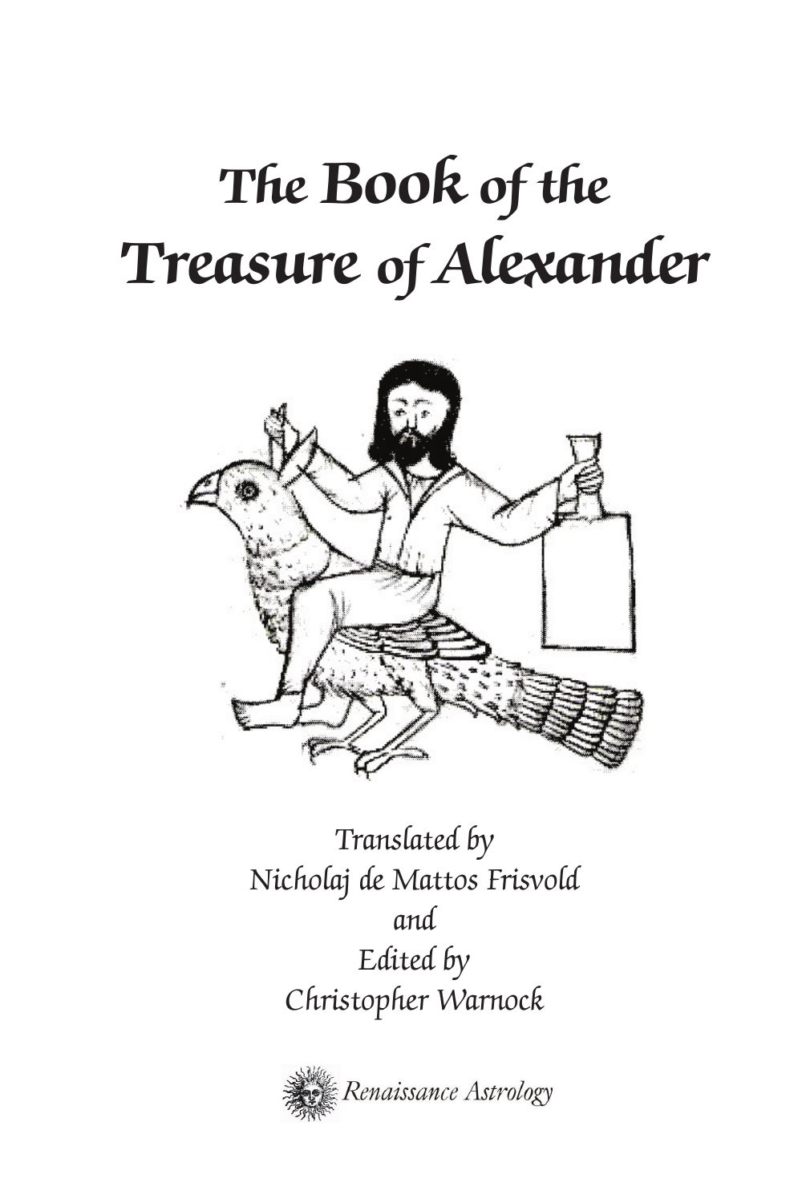# The Book of the Treasure of Alexander

*Translated by*
*Nicholaj de Mattos Frisvold*
*and*
*Edited by*
*Christopher Warnock*

*Renaissance Astrology*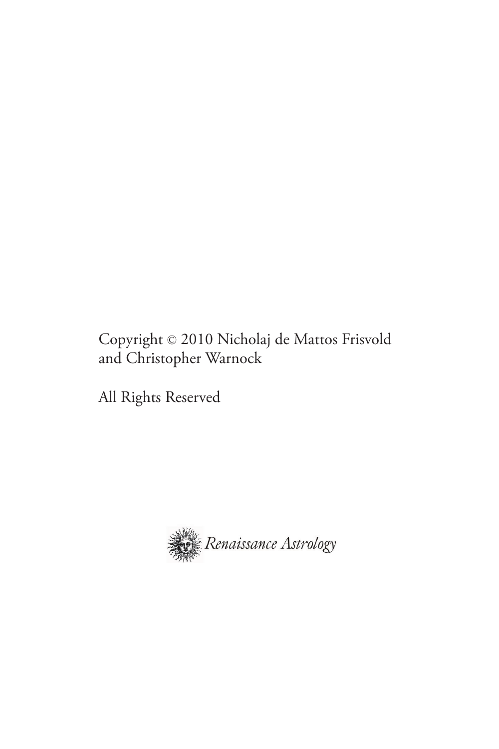Copyright © 2010 Nicholaj de Mattos Frisvold
and Christopher Warnock

All Rights Reserved

Renaissance Astrology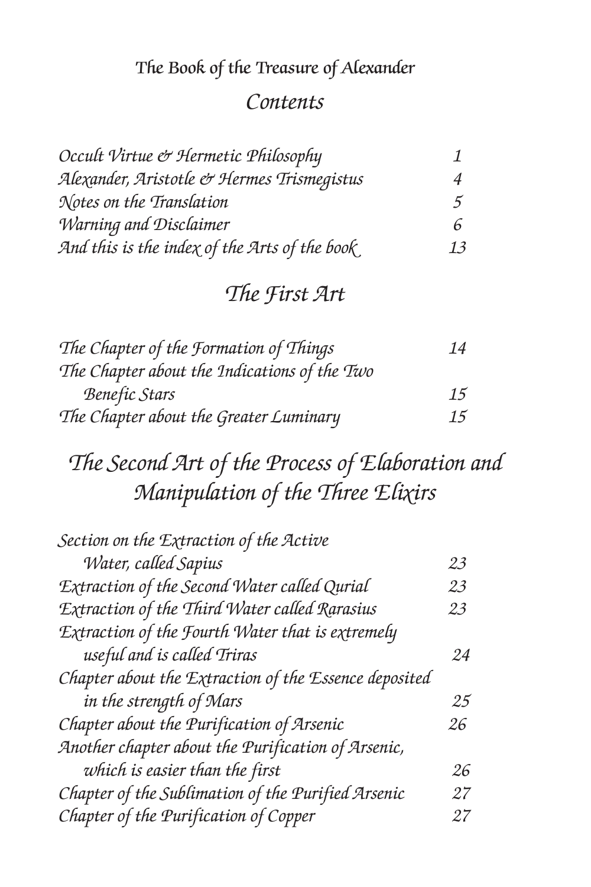The Book of the Treasure of Alexander

## *Contents*

| | |
|---|---|
| *Occult Virtue & Hermetic Philosophy* | *1* |
| *Alexander, Aristotle & Hermes Trismegistus* | *4* |
| *Notes on the Translation* | *5* |
| *Warning and Disclaimer* | *6* |
| *And this is the index of the Arts of the book* | *13* |

## *The First Art*

| | |
|---|---|
| *The Chapter of the Formation of Things* | *14* |
| *The Chapter about the Indications of the Two Benefic Stars* | *15* |
| *The Chapter about the Greater Luminary* | *15* |

## *The Second Art of the Process of Elaboration and Manipulation of the Three Elixirs*

| | |
|---|---|
| *Section on the Extraction of the Active Water, called Sapius* | *23* |
| *Extraction of the Second Water called Qurial* | *23* |
| *Extraction of the Third Water called Rarasius* | *23* |
| *Extraction of the Fourth Water that is extremely useful and is called Triras* | *24* |
| *Chapter about the Extraction of the Essence deposited in the strength of Mars* | *25* |
| *Chapter about the Purification of Arsenic* | *26* |
| *Another chapter about the Purification of Arsenic, which is easier than the first* | *26* |
| *Chapter of the Sublimation of the Purified Arsenic* | *27* |
| *Chapter of the Purification of Copper* | *27* |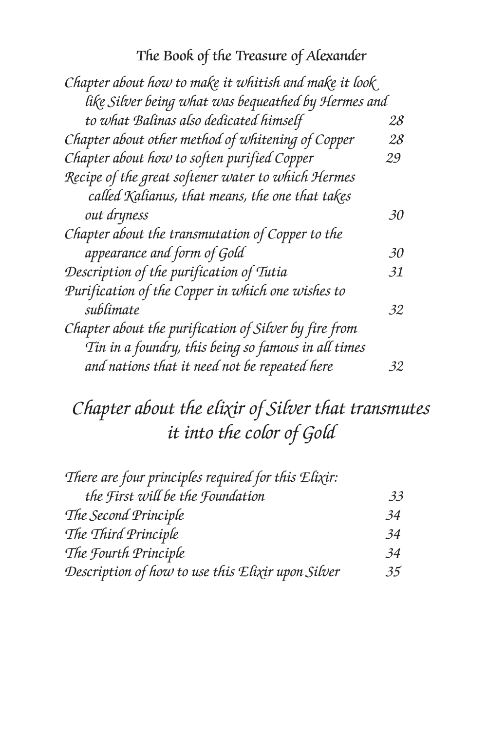## The Book of the Treasure of Alexander

| | |
|---|---|
| *Chapter about how to make it whitish and make it look like Silver being what was bequeathed by Hermes and to what Balinas also dedicated himself* | *28* |
| *Chapter about other method of whitening of Copper* | *28* |
| *Chapter about how to soften purified Copper* | *29* |
| *Recipe of the great softener water to which Hermes called Kalianus, that means, the one that takes out dryness* | *30* |
| *Chapter about the transmutation of Copper to the appearance and form of Gold* | *30* |
| *Description of the purification of Tutia* | *31* |
| *Purification of the Copper in which one wishes to sublimate* | *32* |
| *Chapter about the purification of Silver by fire from Tin in a foundry, this being so famous in all times and nations that it need not be repeated here* | *32* |

## *Chapter about the elixir of Silver that transmutes it into the color of Gold*

| | |
|---|---|
| *There are four principles required for this Elixir: the First will be the Foundation* | *33* |
| *The Second Principle* | *34* |
| *The Third Principle* | *34* |
| *The Fourth Principle* | *34* |
| *Description of how to use this Elixir upon Silver* | *35* |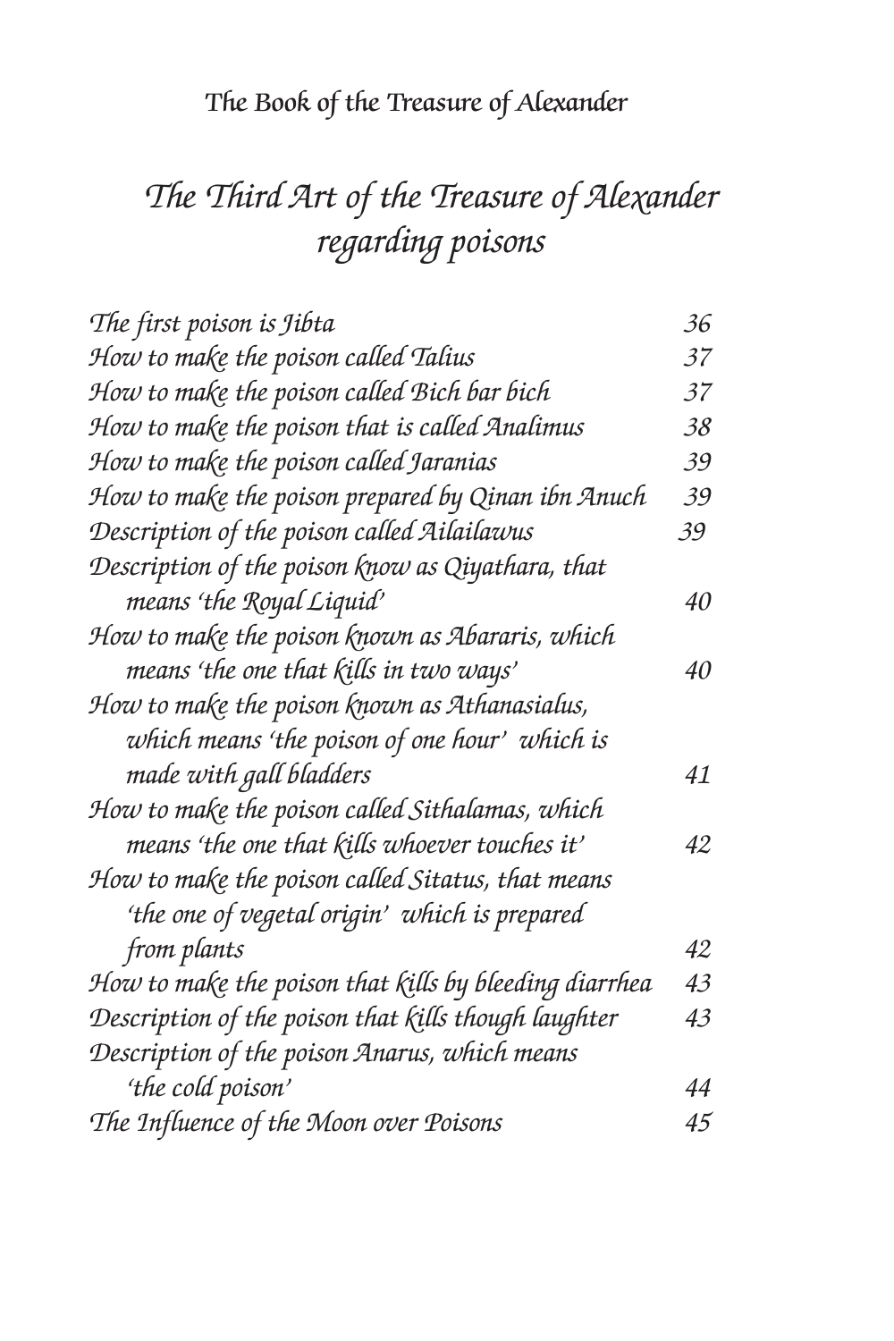# *The Third Art of the Treasure of Alexander regarding poisons*

| | |
|---|---|
| *The first poison is Jibta* | 36 |
| *How to make the poison called Talius* | 37 |
| *How to make the poison called Bich bar bich* | 37 |
| *How to make the poison that is called Analimus* | 38 |
| *How to make the poison called Jaranias* | 39 |
| *How to make the poison prepared by Qinan ibn Anuch* | 39 |
| *Description of the poison called Ailailawus* | 39 |
| *Description of the poison know as Qiyathara, that means 'the Royal Liquid'* | 40 |
| *How to make the poison known as Abararis, which means 'the one that kills in two ways'* | 40 |
| *How to make the poison known as Athanasialus, which means 'the poison of one hour' which is made with gall bladders* | 41 |
| *How to make the poison called Sithalamas, which means 'the one that kills whoever touches it'* | 42 |
| *How to make the poison called Sitatus, that means 'the one of vegetal origin' which is prepared from plants* | 42 |
| *How to make the poison that kills by bleeding diarrhea* | 43 |
| *Description of the poison that kills though laughter* | 43 |
| *Description of the poison Anarus, which means 'the cold poison'* | 44 |
| *The Influence of the Moon over Poisons* | 45 |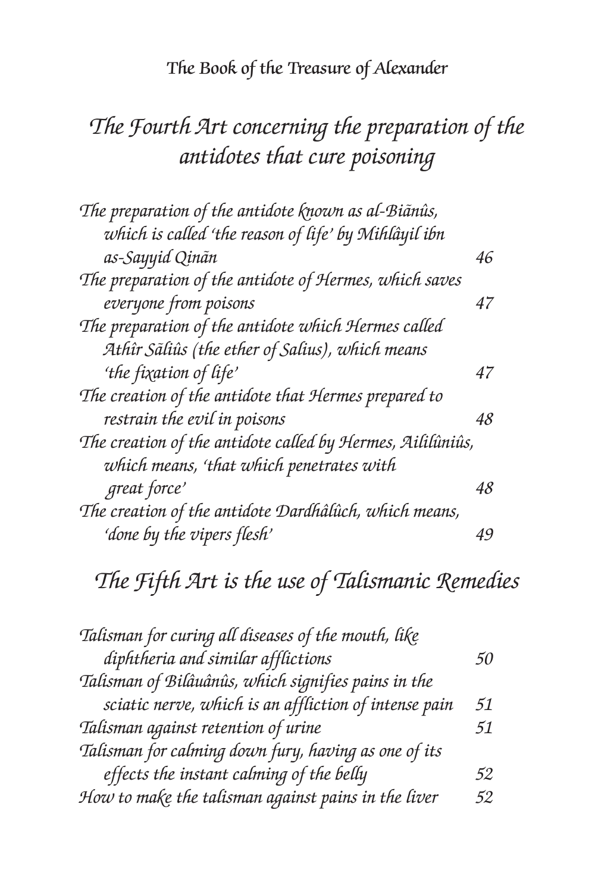## *The Fourth Art concerning the preparation of the antidotes that cure poisoning*

*The preparation of the antidote known as al-Biãnûs, which is called 'the reason of life' by Mihlâyil ibn as-Sayyid Qinãn* 46

*The preparation of the antidote of Hermes, which saves everyone from poisons* 47

*The preparation of the antidote which Hermes called Athîr Sãliûs (the ether of Salius), which means 'the fixation of life'* 47

*The creation of the antidote that Hermes prepared to restrain the evil in poisons* 48

*The creation of the antidote called by Hermes, Aililûniûs, which means, 'that which penetrates with great force'* 48

*The creation of the antidote Dardhâlûch, which means, 'done by the vipers flesh'* 49

## *The Fifth Art is the use of Talismanic Remedies*

*Talisman for curing all diseases of the mouth, like diphtheria and similar afflictions* 50

*Talisman of Bilâuânûs, which signifies pains in the sciatic nerve, which is an affliction of intense pain* 51

*Talisman against retention of urine* 51

*Talisman for calming down fury, having as one of its effects the instant calming of the belly* 52

*How to make the talisman against pains in the liver* 52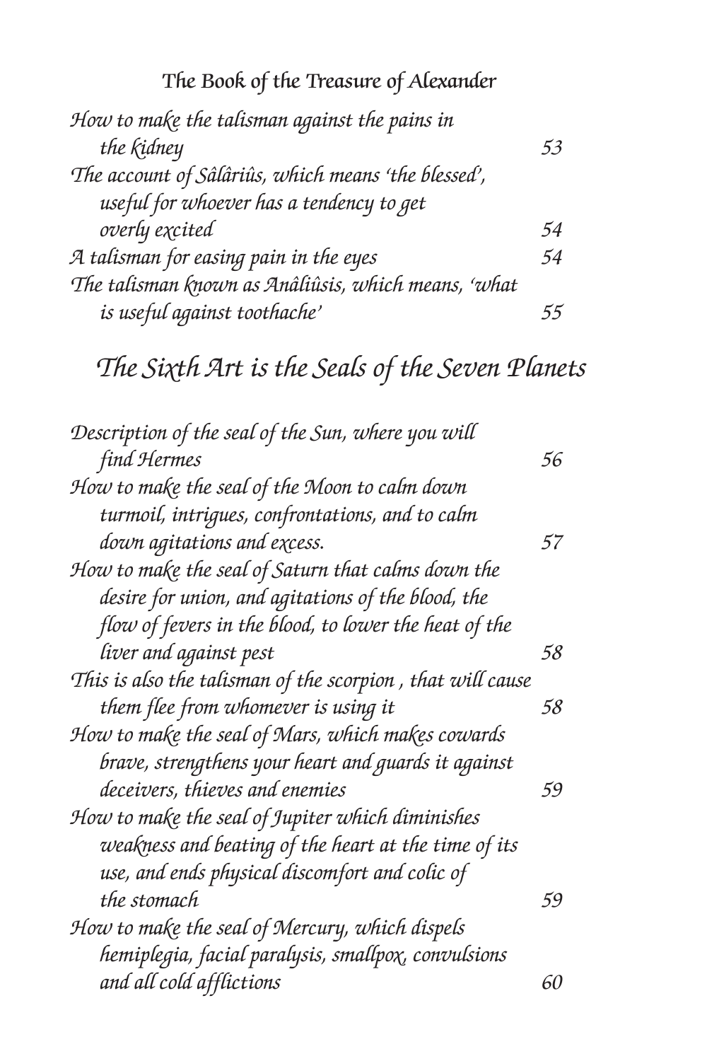*How to make the talisman against the pains in the kidney* 53

*The account of Sâlâriûs, which means 'the blessed', useful for whoever has a tendency to get overly excited* 54

*A talisman for easing pain in the eyes* 54

*The talisman known as Anâliûsis, which means, 'what is useful against toothache'* 55

## *The Sixth Art is the Seals of the Seven Planets*

*Description of the seal of the Sun, where you will find Hermes* 56

*How to make the seal of the Moon to calm down turmoil, intrigues, confrontations, and to calm down agitations and excess.* 57

*How to make the seal of Saturn that calms down the desire for union, and agitations of the blood, the flow of fevers in the blood, to lower the heat of the liver and against pest* 58

*This is also the talisman of the scorpion , that will cause them flee from whomever is using it* 58

*How to make the seal of Mars, which makes cowards brave, strengthens your heart and guards it against deceivers, thieves and enemies* 59

*How to make the seal of Jupiter which diminishes weakness and beating of the heart at the time of its use, and ends physical discomfort and colic of the stomach* 59

*How to make the seal of Mercury, which dispels hemiplegia, facial paralysis, smallpox, convulsions and all cold afflictions* 60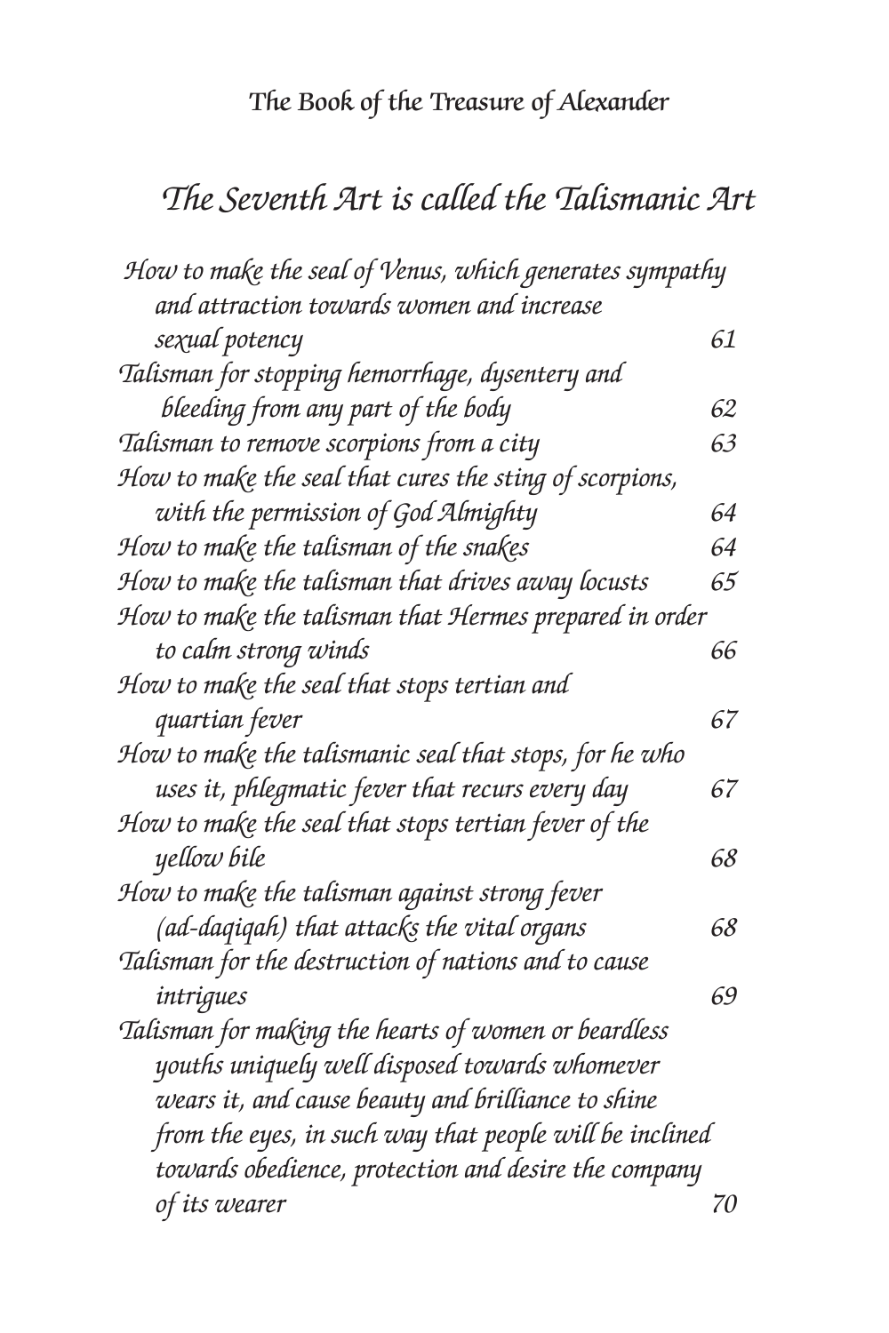## *The Seventh Art is called the Talismanic Art*

*How to make the seal of Venus, which generates sympathy and attraction towards women and increase sexual potency* 61

*Talisman for stopping hemorrhage, dysentery and bleeding from any part of the body* 62

*Talisman to remove scorpions from a city* 63

*How to make the seal that cures the sting of scorpions, with the permission of God Almighty* 64

*How to make the talisman of the snakes* 64

*How to make the talisman that drives away locusts* 65

*How to make the talisman that Hermes prepared in order to calm strong winds* 66

*How to make the seal that stops tertian and quartian fever* 67

*How to make the talismanic seal that stops, for he who uses it, phlegmatic fever that recurs every day* 67

*How to make the seal that stops tertian fever of the yellow bile* 68

*How to make the talisman against strong fever (ad-daqiqah) that attacks the vital organs* 68

*Talisman for the destruction of nations and to cause intrigues* 69

*Talisman for making the hearts of women or beardless youths uniquely well disposed towards whomever wears it, and cause beauty and brilliance to shine from the eyes, in such way that people will be inclined towards obedience, protection and desire the company of its wearer* 70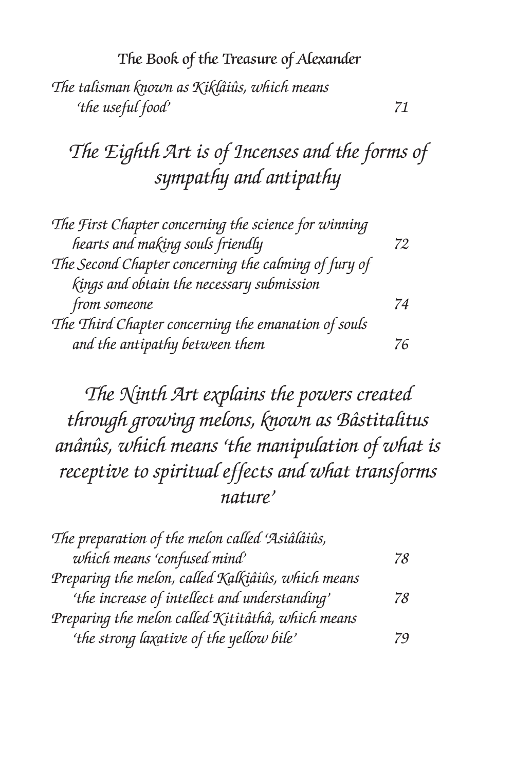*The talisman known as Kiklâiûs, which means 'the useful food'* 71

## *The Eighth Art is of Incenses and the forms of sympathy and antipathy*

*The First Chapter concerning the science for winning hearts and making souls friendly* 72

*The Second Chapter concerning the calming of fury of kings and obtain the necessary submission from someone* 74

*The Third Chapter concerning the emanation of souls and the antipathy between them* 76

## *The Ninth Art explains the powers created through growing melons, known as Bâstitalitus anânûs, which means 'the manipulation of what is receptive to spiritual effects and what transforms nature'*

*The preparation of the melon called 'Asiâlâiûs, which means 'confused mind'* 78

*Preparing the melon, called Kalkiâiûs, which means 'the increase of intellect and understanding'* 78

*Preparing the melon called Kititâthâ, which means 'the strong laxative of the yellow bile'* 79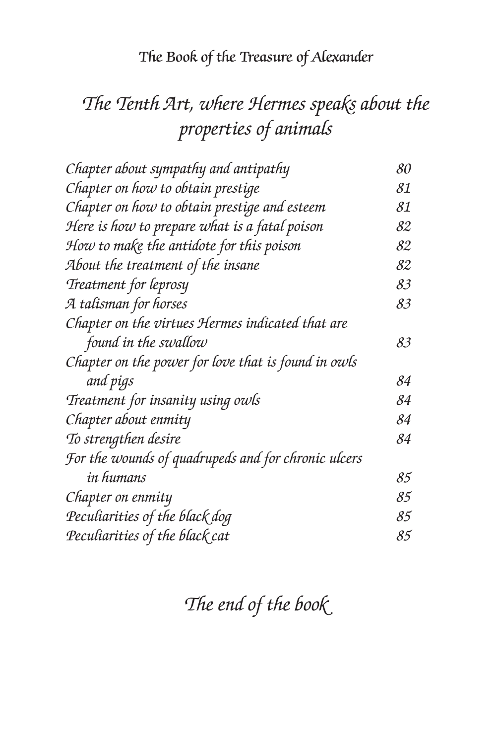## *The Tenth Art, where Hermes speaks about the properties of animals*

| | |
|---|---|
| *Chapter about sympathy and antipathy* | *80* |
| *Chapter on how to obtain prestige* | *81* |
| *Chapter on how to obtain prestige and esteem* | *81* |
| *Here is how to prepare what is a fatal poison* | *82* |
| *How to make the antidote for this poison* | *82* |
| *About the treatment of the insane* | *82* |
| *Treatment for leprosy* | *83* |
| *A talisman for horses* | *83* |
| *Chapter on the virtues Hermes indicated that are found in the swallow* | *83* |
| *Chapter on the power for love that is found in owls and pigs* | *84* |
| *Treatment for insanity using owls* | *84* |
| *Chapter about enmity* | *84* |
| *To strengthen desire* | *84* |
| *For the wounds of quadrupeds and for chronic ulcers in humans* | *85* |
| *Chapter on enmity* | *85* |
| *Peculiarities of the black dog* | *85* |
| *Peculiarities of the black cat* | *85* |

## *The end of the book*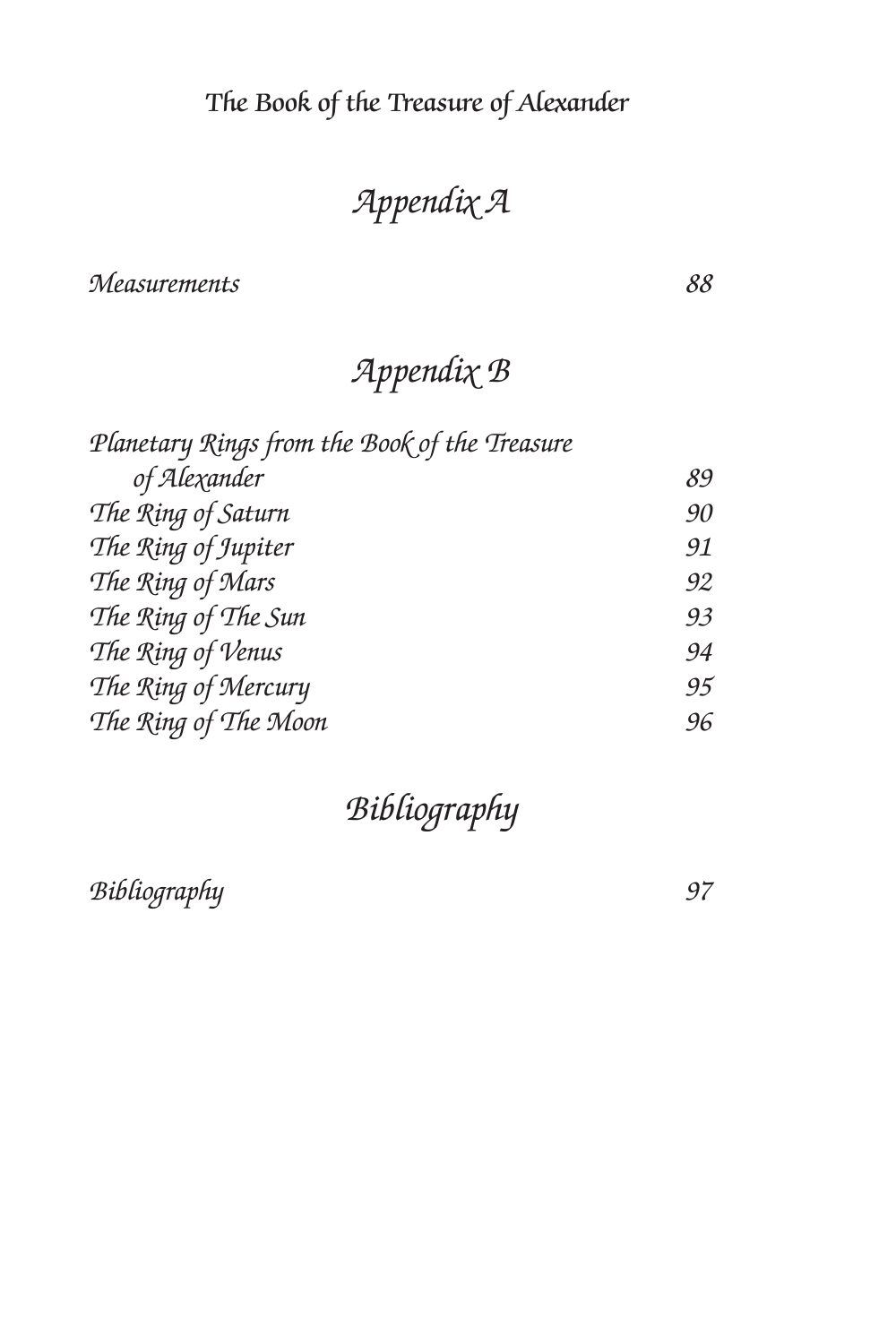# Appendix A

*Measurements* — *88*

# Appendix B

*Planetary Rings from the Book of the Treasure of Alexander* — *89*
*The Ring of Saturn* — *90*
*The Ring of Jupiter* — *91*
*The Ring of Mars* — *92*
*The Ring of The Sun* — *93*
*The Ring of Venus* — *94*
*The Ring of Mercury* — *95*
*The Ring of The Moon* — *96*

# Bibliography

*Bibliography* — *97*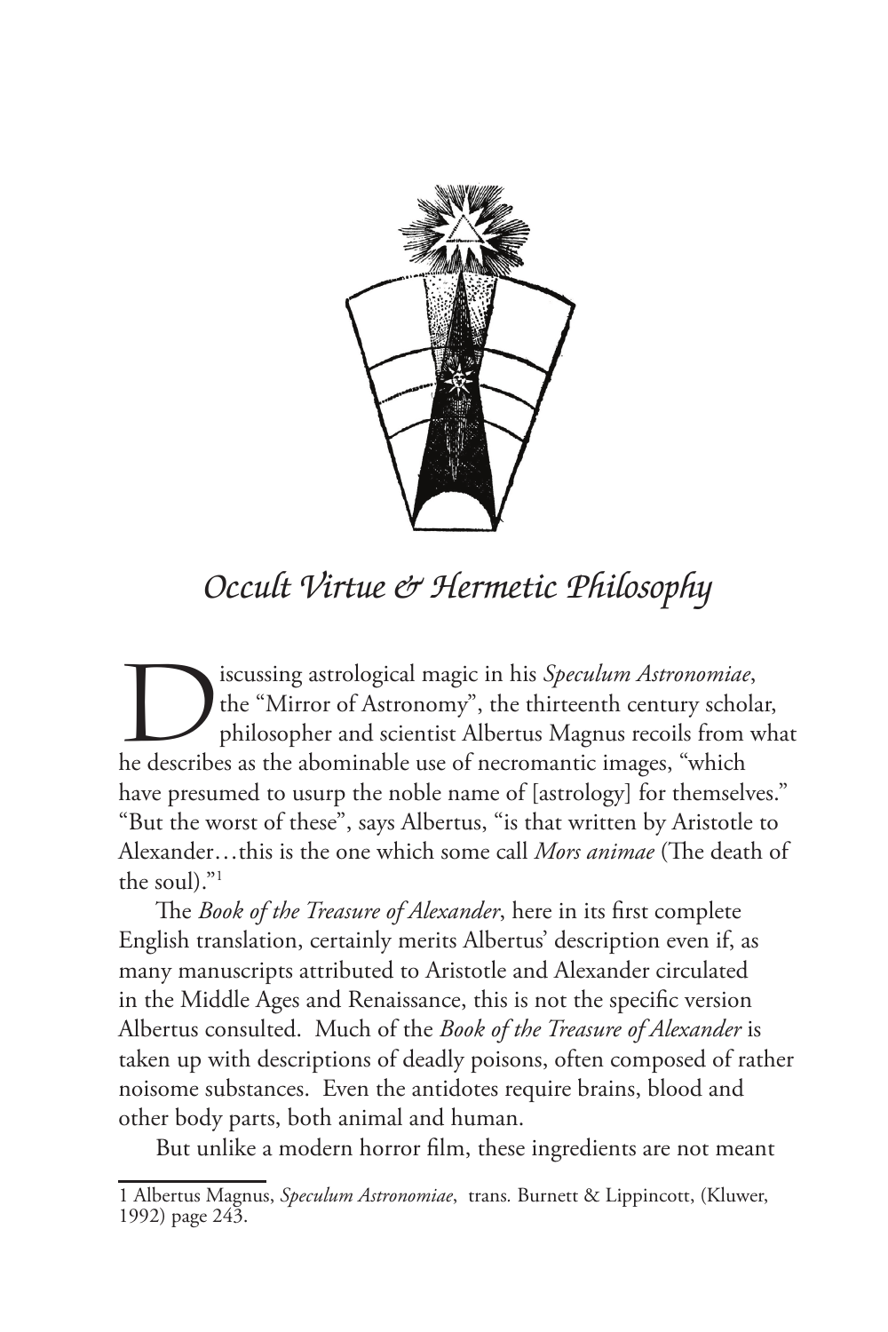# *Occult Virtue & Hermetic Philosophy*

Discussing astrological magic in his *Speculum Astronomiae*, the "Mirror of Astronomy", the thirteenth century scholar, philosopher and scientist Albertus Magnus recoils from what he describes as the abominable use of necromantic images, "which have presumed to usurp the noble name of [astrology] for themselves." "But the worst of these", says Albertus, "is that written by Aristotle to Alexander…this is the one which some call *Mors animae* (The death of the soul)."[1]

The *Book of the Treasure of Alexander*, here in its first complete English translation, certainly merits Albertus' description even if, as many manuscripts attributed to Aristotle and Alexander circulated in the Middle Ages and Renaissance, this is not the specific version Albertus consulted. Much of the *Book of the Treasure of Alexander* is taken up with descriptions of deadly poisons, often composed of rather noisome substances. Even the antidotes require brains, blood and other body parts, both animal and human.

But unlike a modern horror film, these ingredients are not meant

1 Albertus Magnus, *Speculum Astronomiae*, trans. Burnett & Lippincott, (Kluwer, 1992) page 243.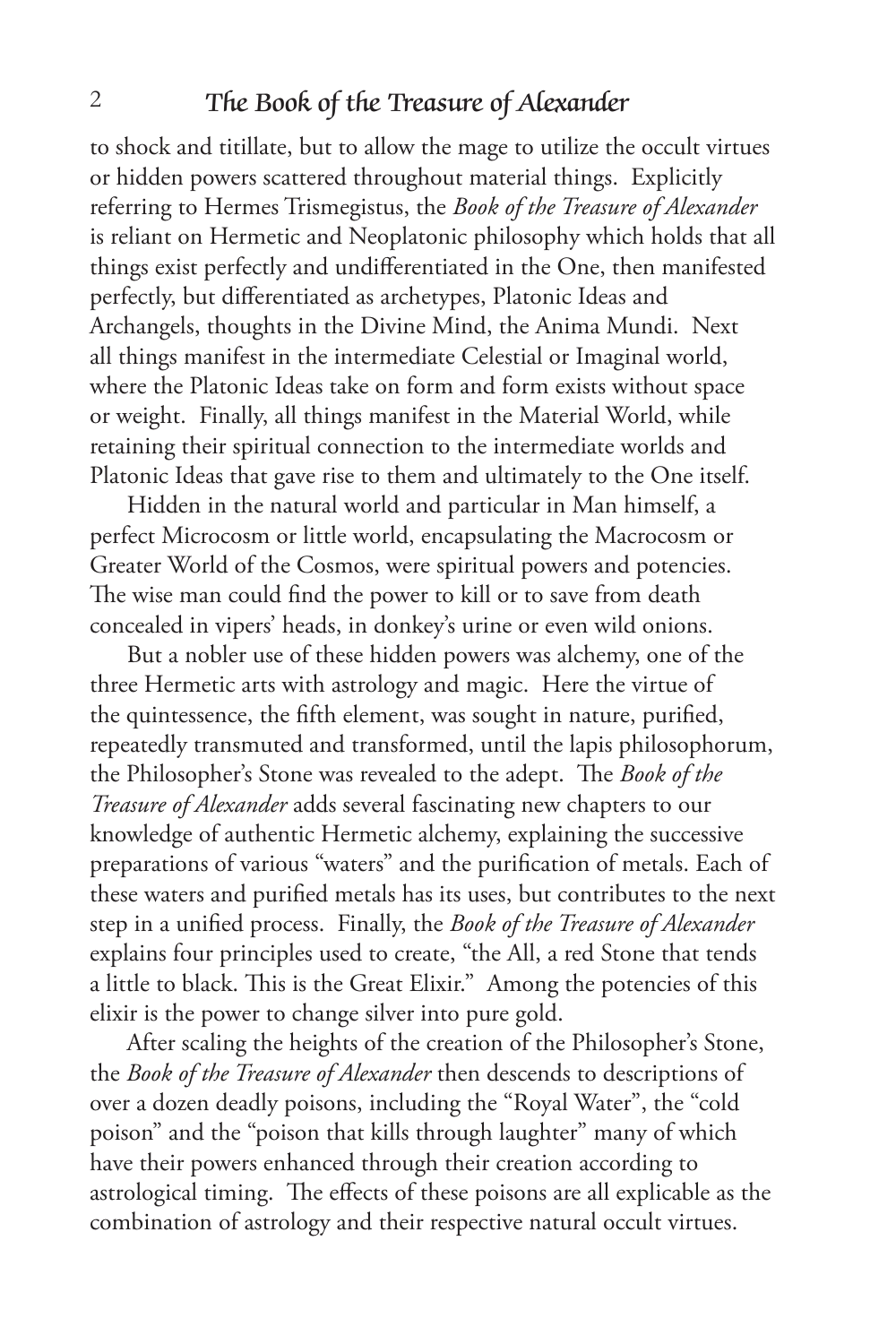to shock and titillate, but to allow the mage to utilize the occult virtues or hidden powers scattered throughout material things. Explicitly referring to Hermes Trismegistus, the *Book of the Treasure of Alexander* is reliant on Hermetic and Neoplatonic philosophy which holds that all things exist perfectly and undifferentiated in the One, then manifested perfectly, but differentiated as archetypes, Platonic Ideas and Archangels, thoughts in the Divine Mind, the Anima Mundi. Next all things manifest in the intermediate Celestial or Imaginal world, where the Platonic Ideas take on form and form exists without space or weight. Finally, all things manifest in the Material World, while retaining their spiritual connection to the intermediate worlds and Platonic Ideas that gave rise to them and ultimately to the One itself.

Hidden in the natural world and particular in Man himself, a perfect Microcosm or little world, encapsulating the Macrocosm or Greater World of the Cosmos, were spiritual powers and potencies. The wise man could find the power to kill or to save from death concealed in vipers' heads, in donkey's urine or even wild onions.

But a nobler use of these hidden powers was alchemy, one of the three Hermetic arts with astrology and magic. Here the virtue of the quintessence, the fifth element, was sought in nature, purified, repeatedly transmuted and transformed, until the lapis philosophorum, the Philosopher's Stone was revealed to the adept. The *Book of the Treasure of Alexander* adds several fascinating new chapters to our knowledge of authentic Hermetic alchemy, explaining the successive preparations of various "waters" and the purification of metals. Each of these waters and purified metals has its uses, but contributes to the next step in a unified process. Finally, the *Book of the Treasure of Alexander* explains four principles used to create, "the All, a red Stone that tends a little to black. This is the Great Elixir." Among the potencies of this elixir is the power to change silver into pure gold.

After scaling the heights of the creation of the Philosopher's Stone, the *Book of the Treasure of Alexander* then descends to descriptions of over a dozen deadly poisons, including the "Royal Water", the "cold poison" and the "poison that kills through laughter" many of which have their powers enhanced through their creation according to astrological timing. The effects of these poisons are all explicable as the combination of astrology and their respective natural occult virtues.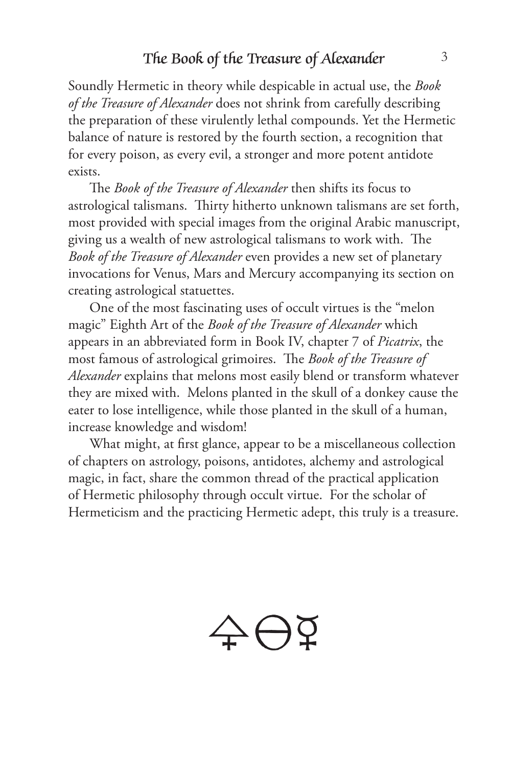Soundly Hermetic in theory while despicable in actual use, the *Book of the Treasure of Alexander* does not shrink from carefully describing the preparation of these virulently lethal compounds. Yet the Hermetic balance of nature is restored by the fourth section, a recognition that for every poison, as every evil, a stronger and more potent antidote exists.

The *Book of the Treasure of Alexander* then shifts its focus to astrological talismans. Thirty hitherto unknown talismans are set forth, most provided with special images from the original Arabic manuscript, giving us a wealth of new astrological talismans to work with. The *Book of the Treasure of Alexander* even provides a new set of planetary invocations for Venus, Mars and Mercury accompanying its section on creating astrological statuettes.

One of the most fascinating uses of occult virtues is the "melon magic" Eighth Art of the *Book of the Treasure of Alexander* which appears in an abbreviated form in Book IV, chapter 7 of *Picatrix*, the most famous of astrological grimoires. The *Book of the Treasure of Alexander* explains that melons most easily blend or transform whatever they are mixed with. Melons planted in the skull of a donkey cause the eater to lose intelligence, while those planted in the skull of a human, increase knowledge and wisdom!

What might, at first glance, appear to be a miscellaneous collection of chapters on astrology, poisons, antidotes, alchemy and astrological magic, in fact, share the common thread of the practical application of Hermetic philosophy through occult virtue. For the scholar of Hermeticism and the practicing Hermetic adept, this truly is a treasure.

🜍 🜔 ☿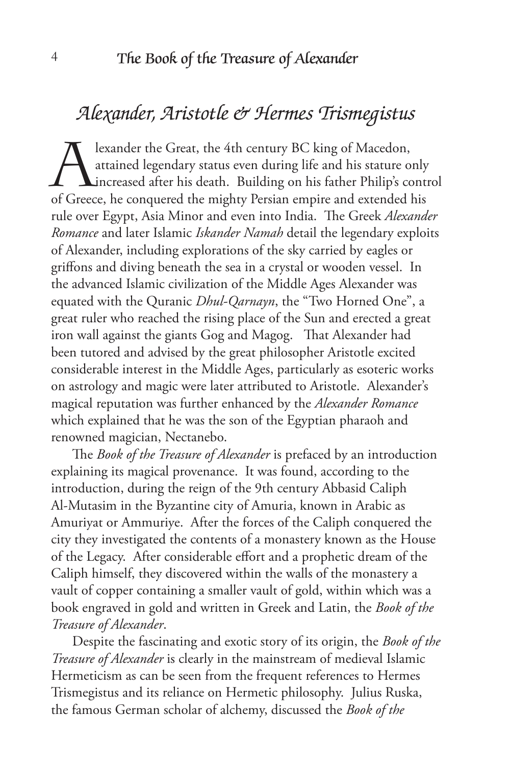## *Alexander, Aristotle & Hermes Trismegistus*

Alexander the Great, the 4th century BC king of Macedon, attained legendary status even during life and his stature only increased after his death. Building on his father Philip's control of Greece, he conquered the mighty Persian empire and extended his rule over Egypt, Asia Minor and even into India. The Greek *Alexander Romance* and later Islamic *Iskander Namah* detail the legendary exploits of Alexander, including explorations of the sky carried by eagles or griffons and diving beneath the sea in a crystal or wooden vessel. In the advanced Islamic civilization of the Middle Ages Alexander was equated with the Quranic *Dhul-Qarnayn*, the "Two Horned One", a great ruler who reached the rising place of the Sun and erected a great iron wall against the giants Gog and Magog. That Alexander had been tutored and advised by the great philosopher Aristotle excited considerable interest in the Middle Ages, particularly as esoteric works on astrology and magic were later attributed to Aristotle. Alexander's magical reputation was further enhanced by the *Alexander Romance* which explained that he was the son of the Egyptian pharaoh and renowned magician, Nectanebo.

The *Book of the Treasure of Alexander* is prefaced by an introduction explaining its magical provenance. It was found, according to the introduction, during the reign of the 9th century Abbasid Caliph Al-Mutasim in the Byzantine city of Amuria, known in Arabic as Amuriyat or Ammuriye. After the forces of the Caliph conquered the city they investigated the contents of a monastery known as the House of the Legacy. After considerable effort and a prophetic dream of the Caliph himself, they discovered within the walls of the monastery a vault of copper containing a smaller vault of gold, within which was a book engraved in gold and written in Greek and Latin, the *Book of the Treasure of Alexander*.

Despite the fascinating and exotic story of its origin, the *Book of the Treasure of Alexander* is clearly in the mainstream of medieval Islamic Hermeticism as can be seen from the frequent references to Hermes Trismegistus and its reliance on Hermetic philosophy. Julius Ruska, the famous German scholar of alchemy, discussed the *Book of the*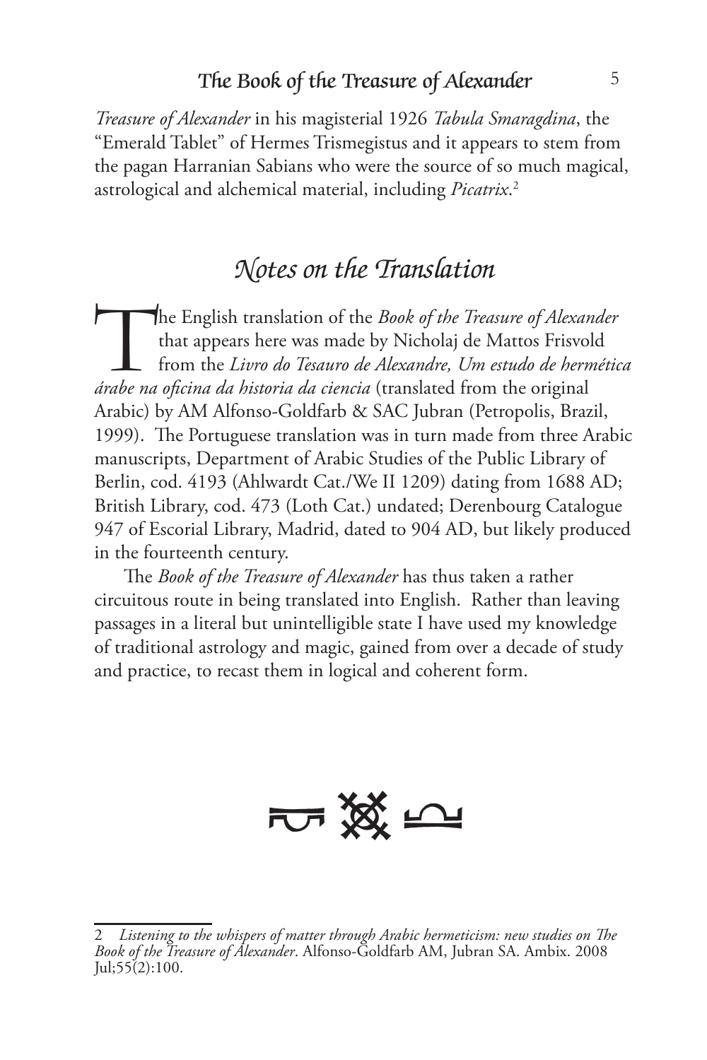*Treasure of Alexander* in his magisterial 1926 *Tabula Smaragdina*, the "Emerald Tablet" of Hermes Trismegistus and it appears to stem from the pagan Harranian Sabians who were the source of so much magical, astrological and alchemical material, including *Picatrix*.[2]

## *Notes on the Translation*

The English translation of the *Book of the Treasure of Alexander* that appears here was made by Nicholaj de Mattos Frisvold from the *Livro do Tesauro de Alexandre, Um estudo de hermética árabe na oficina da historia da ciencia* (translated from the original Arabic) by AM Alfonso-Goldfarb & SAC Jubran (Petropolis, Brazil, 1999). The Portuguese translation was in turn made from three Arabic manuscripts, Department of Arabic Studies of the Public Library of Berlin, cod. 4193 (Ahlwardt Cat./We II 1209) dating from 1688 AD; British Library, cod. 473 (Loth Cat.) undated; Derenbourg Catalogue 947 of Escorial Library, Madrid, dated to 904 AD, but likely produced in the fourteenth century.

The *Book of the Treasure of Alexander* has thus taken a rather circuitous route in being translated into English. Rather than leaving passages in a literal but unintelligible state I have used my knowledge of traditional astrology and magic, gained from over a decade of study and practice, to recast them in logical and coherent form.

---

2 *Listening to the whispers of matter through Arabic hermeticism: new studies on The Book of the Treasure of Alexander*. Alfonso-Goldfarb AM, Jubran SA. Ambix. 2008 Jul;55(2):100.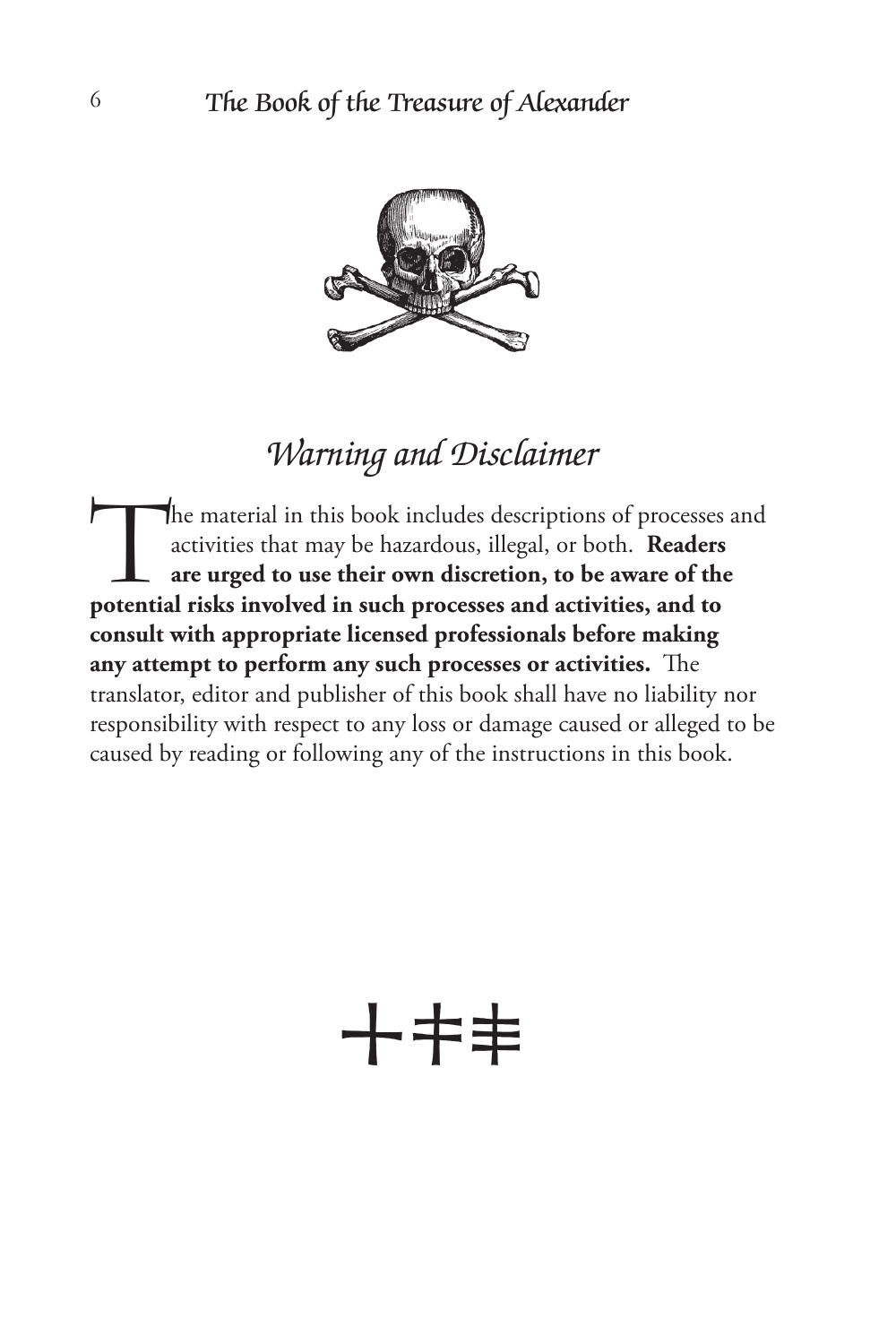## *Warning and Disclaimer*

The material in this book includes descriptions of processes and activities that may be hazardous, illegal, or both. **Readers are urged to use their own discretion, to be aware of the potential risks involved in such processes and activities, and to consult with appropriate licensed professionals before making any attempt to perform any such processes or activities.** The translator, editor and publisher of this book shall have no liability nor responsibility with respect to any loss or damage caused or alleged to be caused by reading or following any of the instructions in this book.

十丰丰